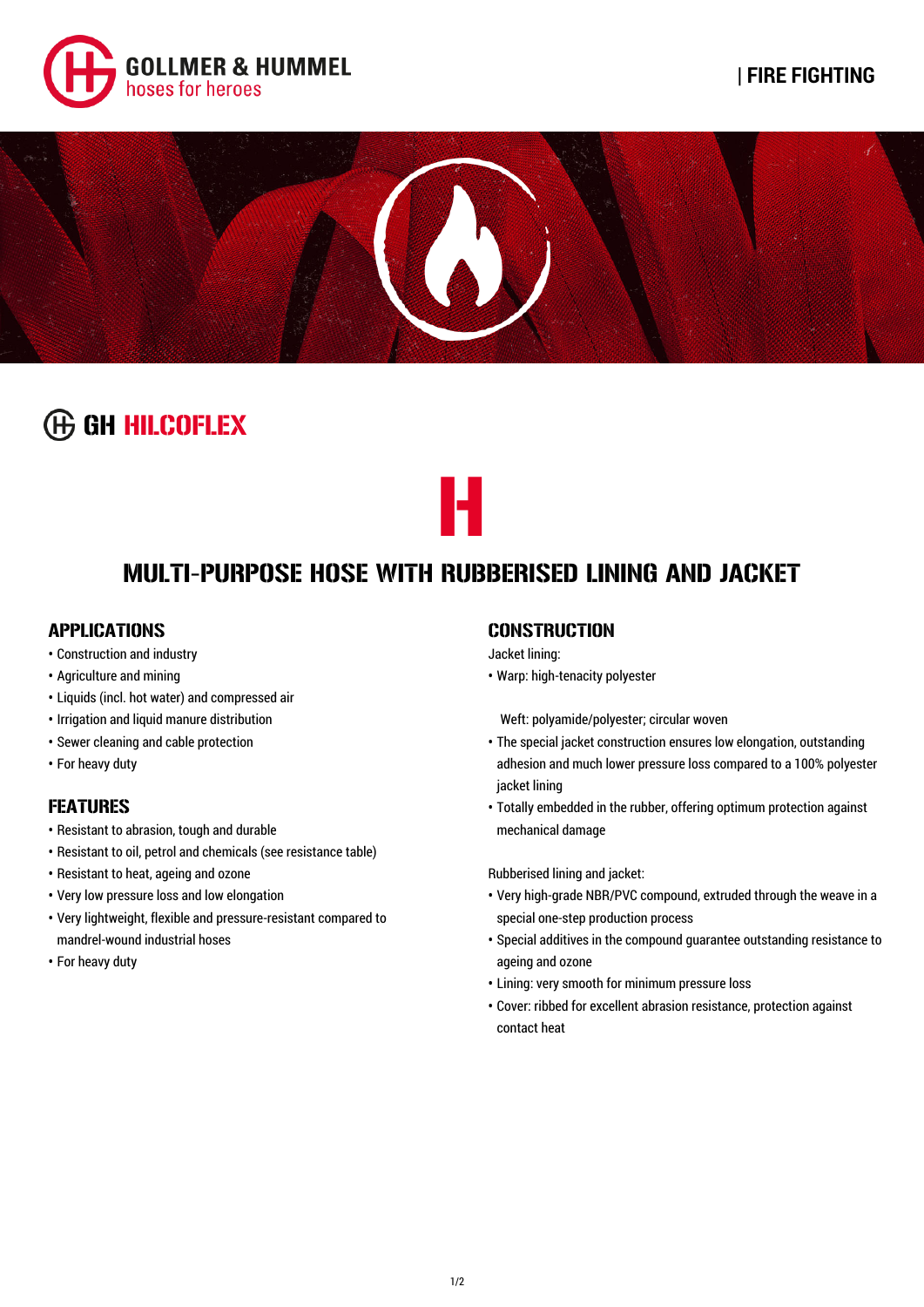GOLLMER & HUMMEL
hoses for heroes

| FIRE FIGHTING

# GH HILCOFLEX

## MULTI-PURPOSE HOSE WITH RUBBERISED LINING AND JACKET

### APPLICATIONS

- Construction and industry
- Agriculture and mining
- Liquids (incl. hot water) and compressed air
- Irrigation and liquid manure distribution
- Sewer cleaning and cable protection
- For heavy duty

### FEATURES

- Resistant to abrasion, tough and durable
- Resistant to oil, petrol and chemicals (see resistance table)
- Resistant to heat, ageing and ozone
- Very low pressure loss and low elongation
- Very lightweight, flexible and pressure-resistant compared to mandrel-wound industrial hoses
- For heavy duty

### CONSTRUCTION

Jacket lining:

- Warp: high-tenacity polyester

  Weft: polyamide/polyester; circular woven
- The special jacket construction ensures low elongation, outstanding adhesion and much lower pressure loss compared to a 100% polyester jacket lining
- Totally embedded in the rubber, offering optimum protection against mechanical damage

Rubberised lining and jacket:

- Very high-grade NBR/PVC compound, extruded through the weave in a special one-step production process
- Special additives in the compound guarantee outstanding resistance to ageing and ozone
- Lining: very smooth for minimum pressure loss
- Cover: ribbed for excellent abrasion resistance, protection against contact heat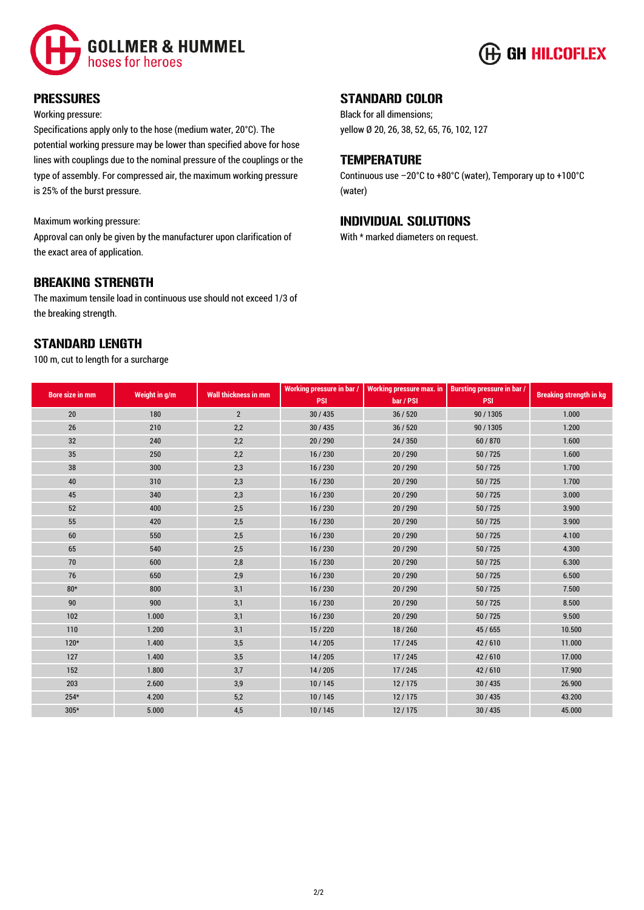GOLLMER & HUMMEL
hoses for heroes

GH HILCOFLEX

## PRESSURES

Working pressure:

Specifications apply only to the hose (medium water, 20°C). The potential working pressure may be lower than specified above for hose lines with couplings due to the nominal pressure of the couplings or the type of assembly. For compressed air, the maximum working pressure is 25% of the burst pressure.

Maximum working pressure:

Approval can only be given by the manufacturer upon clarification of the exact area of application.

## BREAKING STRENGTH

The maximum tensile load in continuous use should not exceed 1/3 of the breaking strength.

## STANDARD LENGTH

100 m, cut to length for a surcharge

## STANDARD COLOR

Black for all dimensions;
yellow Ø 20, 26, 38, 52, 65, 76, 102, 127

## TEMPERATURE

Continuous use –20°C to +80°C (water), Temporary up to +100°C (water)

## INDIVIDUAL SOLUTIONS

With * marked diameters on request.

| Bore size in mm | Weight in g/m | Wall thickness in mm | Working pressure in bar / PSI | Working pressure max. in bar / PSI | Bursting pressure in bar / PSI | Breaking strength in kg |
|---|---|---|---|---|---|---|
| 20 | 180 | 2 | 30 / 435 | 36 / 520 | 90 / 1305 | 1.000 |
| 26 | 210 | 2,2 | 30 / 435 | 36 / 520 | 90 / 1305 | 1.200 |
| 32 | 240 | 2,2 | 20 / 290 | 24 / 350 | 60 / 870 | 1.600 |
| 35 | 250 | 2,2 | 16 / 230 | 20 / 290 | 50 / 725 | 1.600 |
| 38 | 300 | 2,3 | 16 / 230 | 20 / 290 | 50 / 725 | 1.700 |
| 40 | 310 | 2,3 | 16 / 230 | 20 / 290 | 50 / 725 | 1.700 |
| 45 | 340 | 2,3 | 16 / 230 | 20 / 290 | 50 / 725 | 3.000 |
| 52 | 400 | 2,5 | 16 / 230 | 20 / 290 | 50 / 725 | 3.900 |
| 55 | 420 | 2,5 | 16 / 230 | 20 / 290 | 50 / 725 | 3.900 |
| 60 | 550 | 2,5 | 16 / 230 | 20 / 290 | 50 / 725 | 4.100 |
| 65 | 540 | 2,5 | 16 / 230 | 20 / 290 | 50 / 725 | 4.300 |
| 70 | 600 | 2,8 | 16 / 230 | 20 / 290 | 50 / 725 | 6.300 |
| 76 | 650 | 2,9 | 16 / 230 | 20 / 290 | 50 / 725 | 6.500 |
| 80* | 800 | 3,1 | 16 / 230 | 20 / 290 | 50 / 725 | 7.500 |
| 90 | 900 | 3,1 | 16 / 230 | 20 / 290 | 50 / 725 | 8.500 |
| 102 | 1.000 | 3,1 | 16 / 230 | 20 / 290 | 50 / 725 | 9.500 |
| 110 | 1.200 | 3,1 | 15 / 220 | 18 / 260 | 45 / 655 | 10.500 |
| 120* | 1.400 | 3,5 | 14 / 205 | 17 / 245 | 42 / 610 | 11.000 |
| 127 | 1.400 | 3,5 | 14 / 205 | 17 / 245 | 42 / 610 | 17.000 |
| 152 | 1.800 | 3,7 | 14 / 205 | 17 / 245 | 42 / 610 | 17.900 |
| 203 | 2.600 | 3,9 | 10 / 145 | 12 / 175 | 30 / 435 | 26.900 |
| 254* | 4.200 | 5,2 | 10 / 145 | 12 / 175 | 30 / 435 | 43.200 |
| 305* | 5.000 | 4,5 | 10 / 145 | 12 / 175 | 30 / 435 | 45.000 |